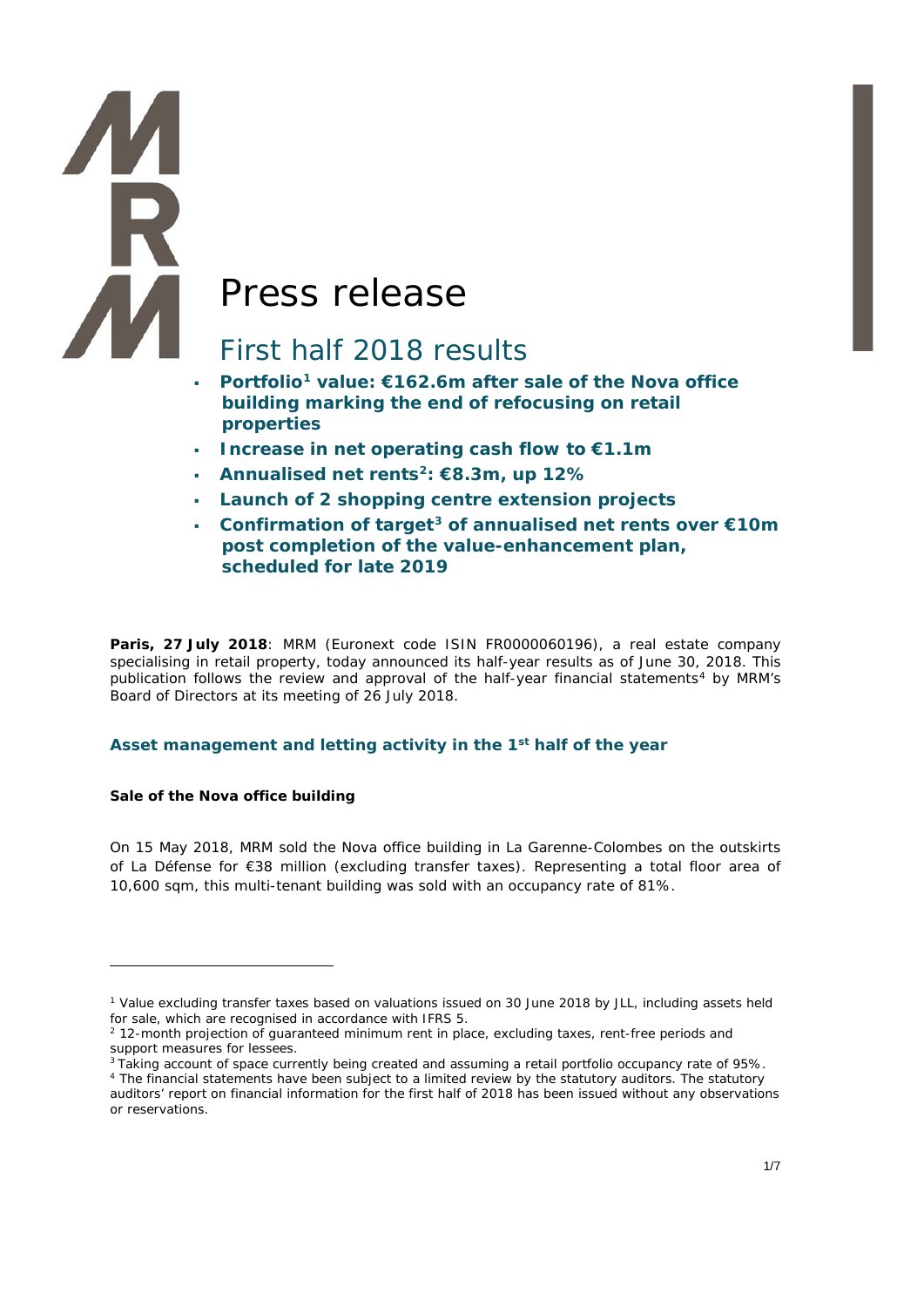# Press release

## First half 2018 results

- **Portfolio[1] value: €162.6m after sale of the Nova office building marking the end of refocusing on retail properties**
- **Increase in net operating cash flow to €1.1m**
- **Annualised net rents[2]: €8.3m, up 12%**
- **Launch of 2 shopping centre extension projects**
- **Confirmation of target[3] of annualised net rents over €10m post completion of the value-enhancement plan, scheduled for late 2019**

**Paris, 27 July 2018**: MRM (Euronext code ISIN FR0000060196), a real estate company specialising in retail property, today announced its half-year results as of June 30, 2018. This publication follows the review and approval of the half-year financial statements[4] by MRM's Board of Directors at its meeting of 26 July 2018.

### Asset management and letting activity in the 1st half of the year

**Sale of the Nova office building**

On 15 May 2018, MRM sold the Nova office building in La Garenne-Colombes on the outskirts of La Défense for €38 million (excluding transfer taxes). Representing a total floor area of 10,600 sqm, this multi-tenant building was sold with an occupancy rate of 81%.

---

[1] Value excluding transfer taxes based on valuations issued on 30 June 2018 by JLL, including assets held for sale, which are recognised in accordance with IFRS 5.

[2] 12-month projection of guaranteed minimum rent in place, excluding taxes, rent-free periods and support measures for lessees.

[3] Taking account of space currently being created and assuming a retail portfolio occupancy rate of 95%.

[4] The financial statements have been subject to a limited review by the statutory auditors. The statutory auditors' report on financial information for the first half of 2018 has been issued without any observations or reservations.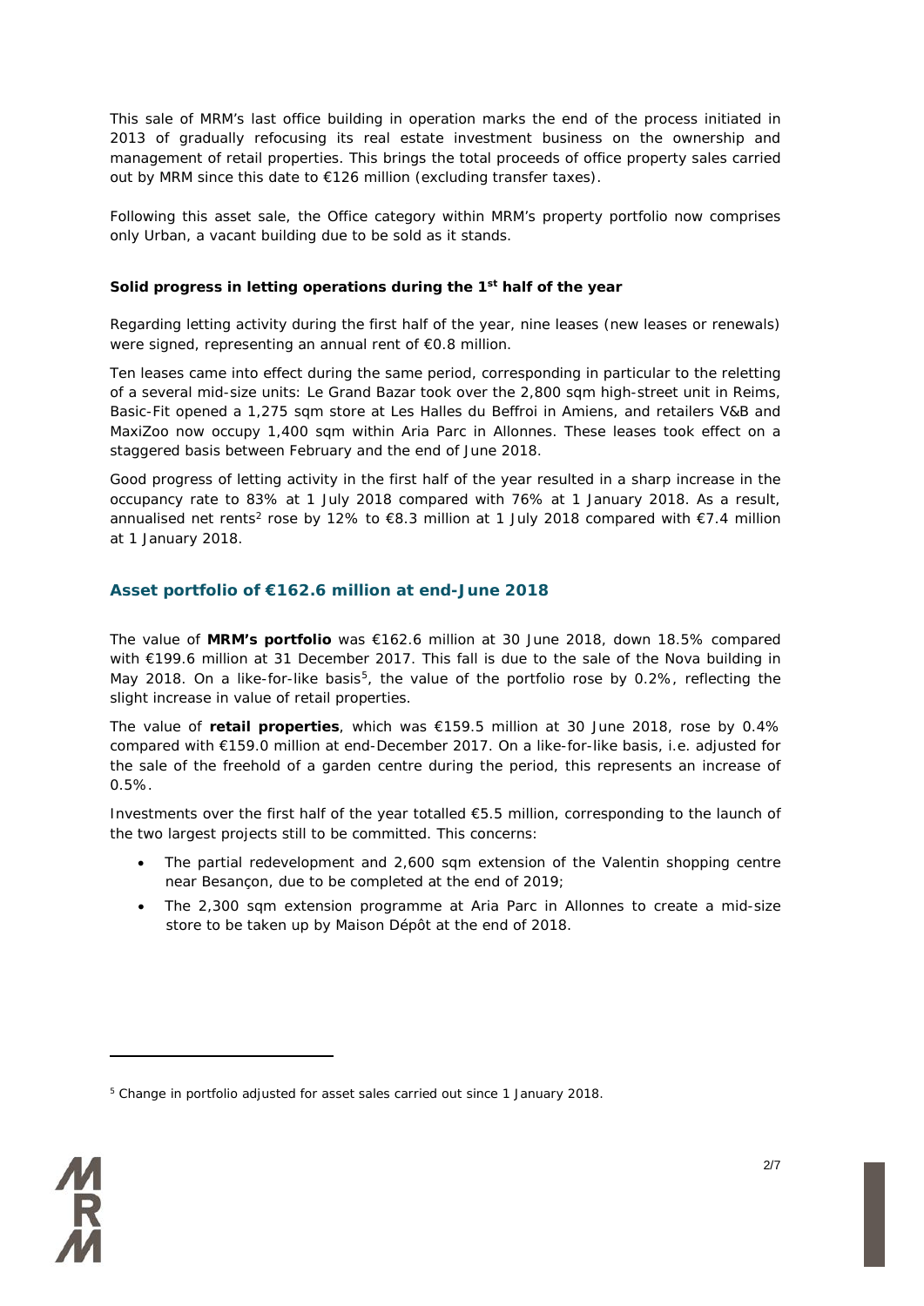This sale of MRM's last office building in operation marks the end of the process initiated in 2013 of gradually refocusing its real estate investment business on the ownership and management of retail properties. This brings the total proceeds of office property sales carried out by MRM since this date to €126 million (excluding transfer taxes).

Following this asset sale, the Office category within MRM's property portfolio now comprises only Urban, a vacant building due to be sold as it stands.

**Solid progress in letting operations during the 1st half of the year**

Regarding letting activity during the first half of the year, nine leases (new leases or renewals) were signed, representing an annual rent of €0.8 million.

Ten leases came into effect during the same period, corresponding in particular to the reletting of a several mid-size units: Le Grand Bazar took over the 2,800 sqm high-street unit in Reims, Basic-Fit opened a 1,275 sqm store at Les Halles du Beffroi in Amiens, and retailers V&B and MaxiZoo now occupy 1,400 sqm within Aria Parc in Allonnes. These leases took effect on a staggered basis between February and the end of June 2018.

Good progress of letting activity in the first half of the year resulted in a sharp increase in the occupancy rate to 83% at 1 July 2018 compared with 76% at 1 January 2018. As a result, annualised net rents[2] rose by 12% to €8.3 million at 1 July 2018 compared with €7.4 million at 1 January 2018.

## Asset portfolio of €162.6 million at end-June 2018

The value of **MRM's portfolio** was €162.6 million at 30 June 2018, down 18.5% compared with €199.6 million at 31 December 2017. This fall is due to the sale of the Nova building in May 2018. On a like-for-like basis[5], the value of the portfolio rose by 0.2%, reflecting the slight increase in value of retail properties.

The value of **retail properties**, which was €159.5 million at 30 June 2018, rose by 0.4% compared with €159.0 million at end-December 2017. On a like-for-like basis, i.e. adjusted for the sale of the freehold of a garden centre during the period, this represents an increase of 0.5%.

Investments over the first half of the year totalled €5.5 million, corresponding to the launch of the two largest projects still to be committed. This concerns:

- The partial redevelopment and 2,600 sqm extension of the Valentin shopping centre near Besançon, due to be completed at the end of 2019;
- The 2,300 sqm extension programme at Aria Parc in Allonnes to create a mid-size store to be taken up by Maison Dépôt at the end of 2018.

[5] Change in portfolio adjusted for asset sales carried out since 1 January 2018.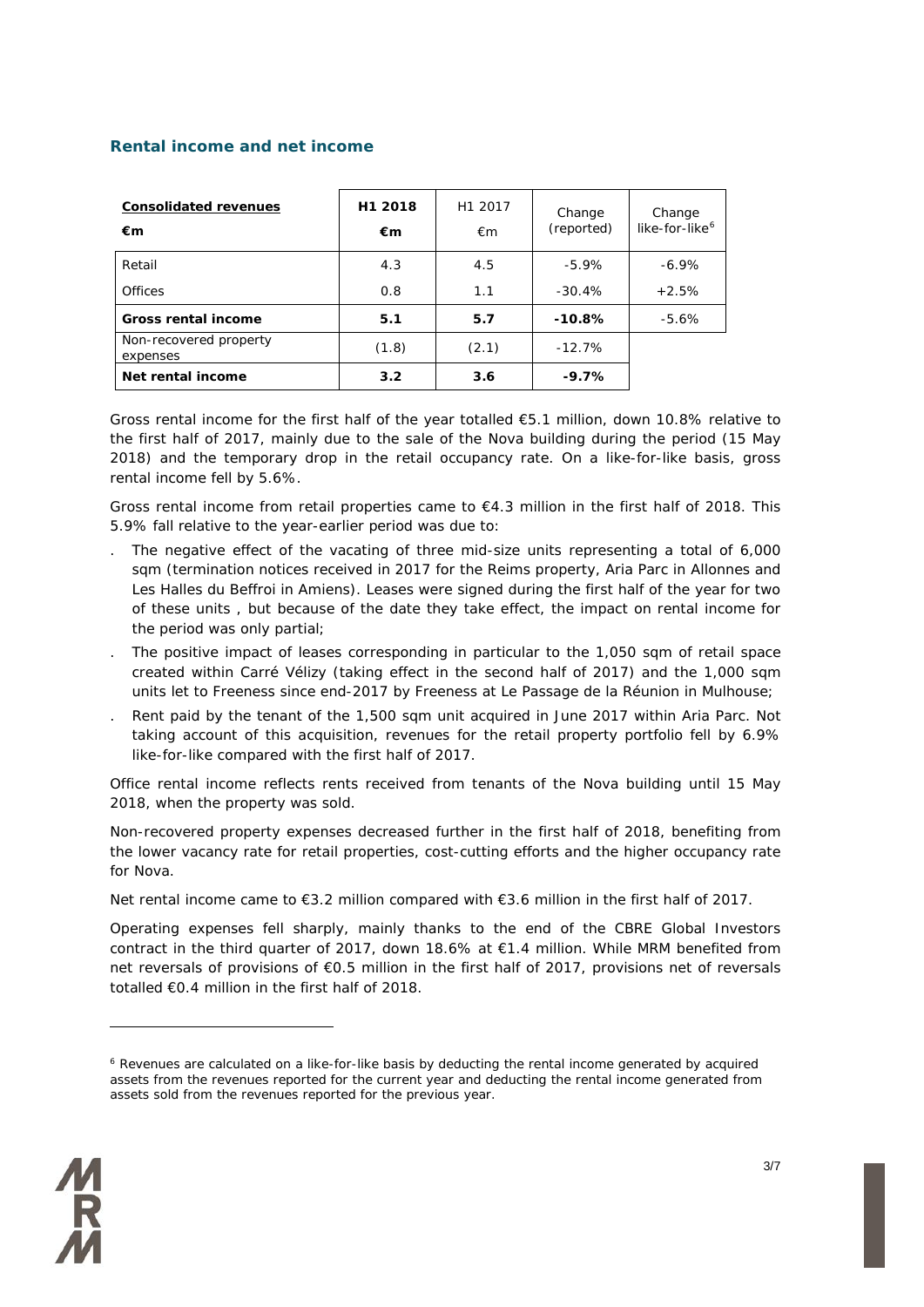## Rental income and net income

| Consolidated revenues €m | H1 2018 €m | H1 2017 €m | Change (reported) | Change like-for-like[6] |
|---|---|---|---|---|
| Retail | 4.3 | 4.5 | -5.9% | -6.9% |
| Offices | 0.8 | 1.1 | -30.4% | +2.5% |
| **Gross rental income** | **5.1** | **5.7** | **-10.8%** | -5.6% |
| Non-recovered property expenses | (1.8) | (2.1) | -12.7% | |
| **Net rental income** | **3.2** | **3.6** | **-9.7%** | |

Gross rental income for the first half of the year totalled €5.1 million, down 10.8% relative to the first half of 2017, mainly due to the sale of the Nova building during the period (15 May 2018) and the temporary drop in the retail occupancy rate. On a like-for-like basis, gross rental income fell by 5.6%.

Gross rental income from retail properties came to €4.3 million in the first half of 2018. This 5.9% fall relative to the year-earlier period was due to:

- The negative effect of the vacating of three mid-size units representing a total of 6,000 sqm (termination notices received in 2017 for the Reims property, Aria Parc in Allonnes and Les Halles du Beffroi in Amiens). Leases were signed during the first half of the year for two of these units , but because of the date they take effect, the impact on rental income for the period was only partial;
- The positive impact of leases corresponding in particular to the 1,050 sqm of retail space created within Carré Vélizy (taking effect in the second half of 2017) and the 1,000 sqm units let to Freeness since end-2017 by Freeness at Le Passage de la Réunion in Mulhouse;
- Rent paid by the tenant of the 1,500 sqm unit acquired in June 2017 within Aria Parc. Not taking account of this acquisition, revenues for the retail property portfolio fell by 6.9% like-for-like compared with the first half of 2017.

Office rental income reflects rents received from tenants of the Nova building until 15 May 2018, when the property was sold.

Non-recovered property expenses decreased further in the first half of 2018, benefiting from the lower vacancy rate for retail properties, cost-cutting efforts and the higher occupancy rate for Nova.

Net rental income came to €3.2 million compared with €3.6 million in the first half of 2017.

Operating expenses fell sharply, mainly thanks to the end of the CBRE Global Investors contract in the third quarter of 2017, down 18.6% at €1.4 million. While MRM benefited from net reversals of provisions of €0.5 million in the first half of 2017, provisions net of reversals totalled €0.4 million in the first half of 2018.

[6] Revenues are calculated on a like-for-like basis by deducting the rental income generated by acquired assets from the revenues reported for the current year and deducting the rental income generated from assets sold from the revenues reported for the previous year.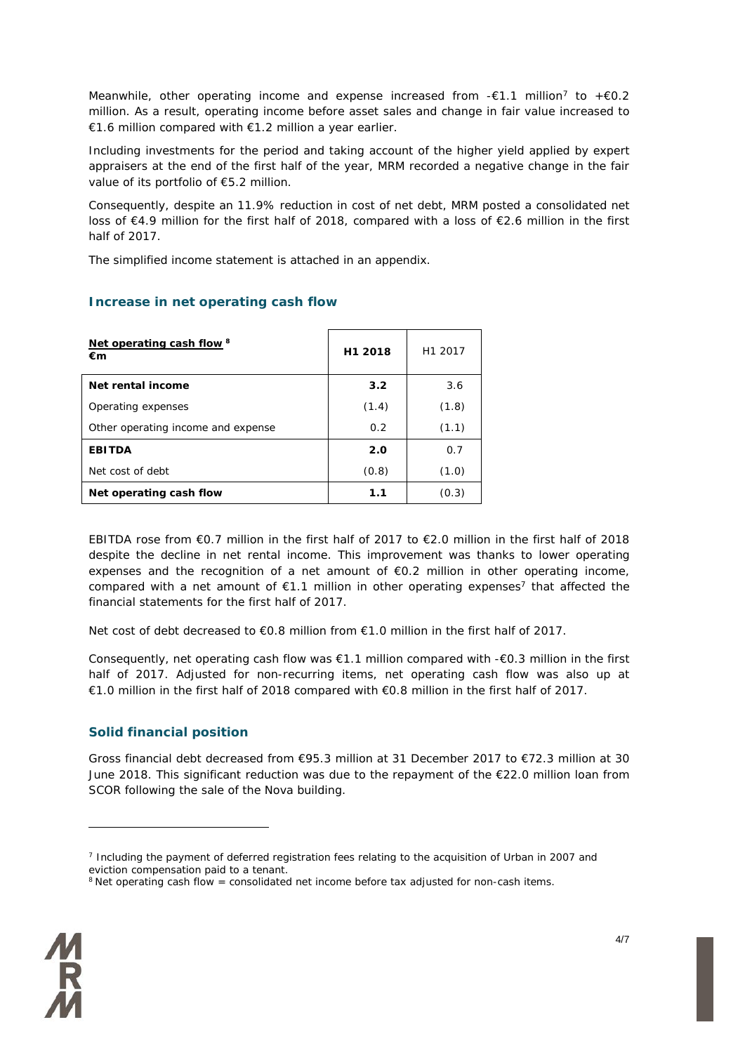Meanwhile, other operating income and expense increased from -€1.1 million[7] to +€0.2 million. As a result, operating income before asset sales and change in fair value increased to €1.6 million compared with €1.2 million a year earlier.

Including investments for the period and taking account of the higher yield applied by expert appraisers at the end of the first half of the year, MRM recorded a negative change in the fair value of its portfolio of €5.2 million.

Consequently, despite an 11.9% reduction in cost of net debt, MRM posted a consolidated net loss of €4.9 million for the first half of 2018, compared with a loss of €2.6 million in the first half of 2017.

The simplified income statement is attached in an appendix.

## Increase in net operating cash flow

| Net operating cash flow [8] €m | H1 2018 | H1 2017 |
|---|---|---|
| **Net rental income** | **3.2** | 3.6 |
| Operating expenses | (1.4) | (1.8) |
| Other operating income and expense | 0.2 | (1.1) |
| **EBITDA** | **2.0** | 0.7 |
| Net cost of debt | (0.8) | (1.0) |
| **Net operating cash flow** | **1.1** | (0.3) |

EBITDA rose from €0.7 million in the first half of 2017 to €2.0 million in the first half of 2018 despite the decline in net rental income. This improvement was thanks to lower operating expenses and the recognition of a net amount of €0.2 million in other operating income, compared with a net amount of €1.1 million in other operating expenses[7] that affected the financial statements for the first half of 2017.

Net cost of debt decreased to €0.8 million from €1.0 million in the first half of 2017.

Consequently, net operating cash flow was €1.1 million compared with -€0.3 million in the first half of 2017. Adjusted for non-recurring items, net operating cash flow was also up at €1.0 million in the first half of 2018 compared with €0.8 million in the first half of 2017.

## Solid financial position

Gross financial debt decreased from €95.3 million at 31 December 2017 to €72.3 million at 30 June 2018. This significant reduction was due to the repayment of the €22.0 million loan from SCOR following the sale of the Nova building.

[7] Including the payment of deferred registration fees relating to the acquisition of Urban in 2007 and eviction compensation paid to a tenant.

[8] Net operating cash flow = consolidated net income before tax adjusted for non-cash items.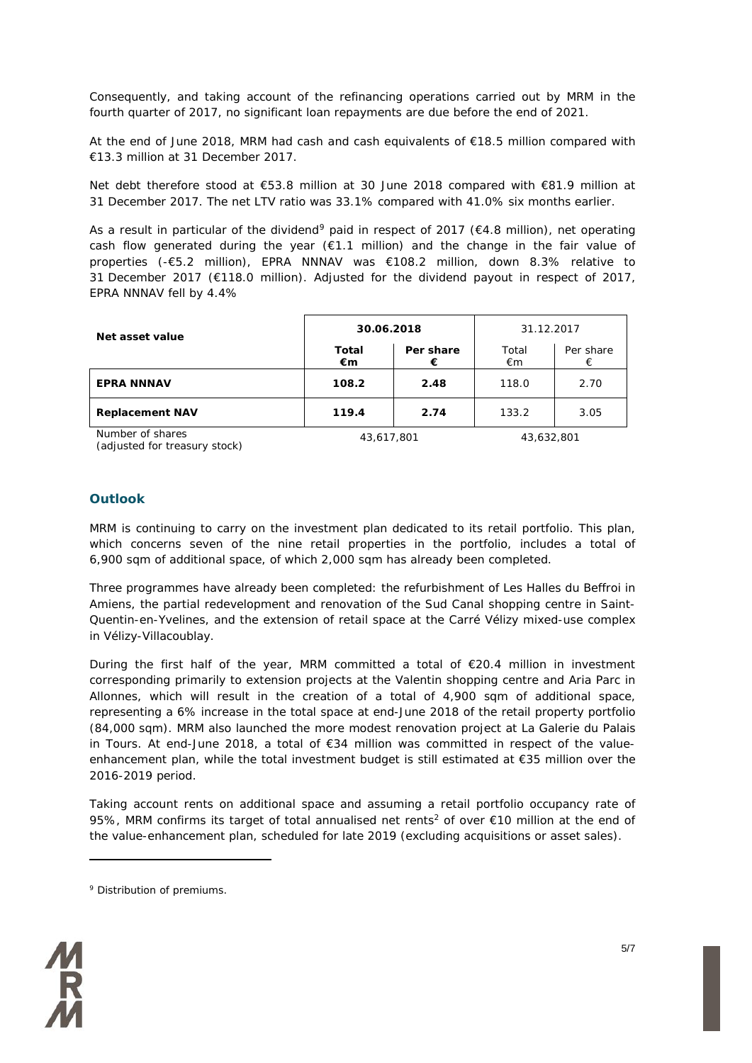Consequently, and taking account of the refinancing operations carried out by MRM in the fourth quarter of 2017, no significant loan repayments are due before the end of 2021.

At the end of June 2018, MRM had cash and cash equivalents of €18.5 million compared with €13.3 million at 31 December 2017.

Net debt therefore stood at €53.8 million at 30 June 2018 compared with €81.9 million at 31 December 2017. The net LTV ratio was 33.1% compared with 41.0% six months earlier.

As a result in particular of the dividend[9] paid in respect of 2017 (€4.8 million), net operating cash flow generated during the year (€1.1 million) and the change in the fair value of properties (-€5.2 million), EPRA NNNAV was €108.2 million, down 8.3% relative to 31 December 2017 (€118.0 million). Adjusted for the dividend payout in respect of 2017, EPRA NNNAV fell by 4.4%

| Net asset value | **30.06.2018** | | 31.12.2017 | |
|---|---|---|---|---|
| | **Total €m** | **Per share €** | Total €m | Per share € |
| **EPRA NNNAV** | **108.2** | **2.48** | 118.0 | 2.70 |
| **Replacement NAV** | **119.4** | **2.74** | 133.2 | 3.05 |
| Number of shares (adjusted for treasury stock) | 43,617,801 | | 43,632,801 | |

## Outlook

MRM is continuing to carry on the investment plan dedicated to its retail portfolio. This plan, which concerns seven of the nine retail properties in the portfolio, includes a total of 6,900 sqm of additional space, of which 2,000 sqm has already been completed.

Three programmes have already been completed: the refurbishment of Les Halles du Beffroi in Amiens, the partial redevelopment and renovation of the Sud Canal shopping centre in Saint-Quentin-en-Yvelines, and the extension of retail space at the Carré Vélizy mixed-use complex in Vélizy-Villacoublay.

During the first half of the year, MRM committed a total of €20.4 million in investment corresponding primarily to extension projects at the Valentin shopping centre and Aria Parc in Allonnes, which will result in the creation of a total of 4,900 sqm of additional space, representing a 6% increase in the total space at end-June 2018 of the retail property portfolio (84,000 sqm). MRM also launched the more modest renovation project at La Galerie du Palais in Tours. At end-June 2018, a total of €34 million was committed in respect of the value-enhancement plan, while the total investment budget is still estimated at €35 million over the 2016-2019 period.

Taking account rents on additional space and assuming a retail portfolio occupancy rate of 95%, MRM confirms its target of total annualised net rents[2] of over €10 million at the end of the value-enhancement plan, scheduled for late 2019 (excluding acquisitions or asset sales).

[9] Distribution of premiums.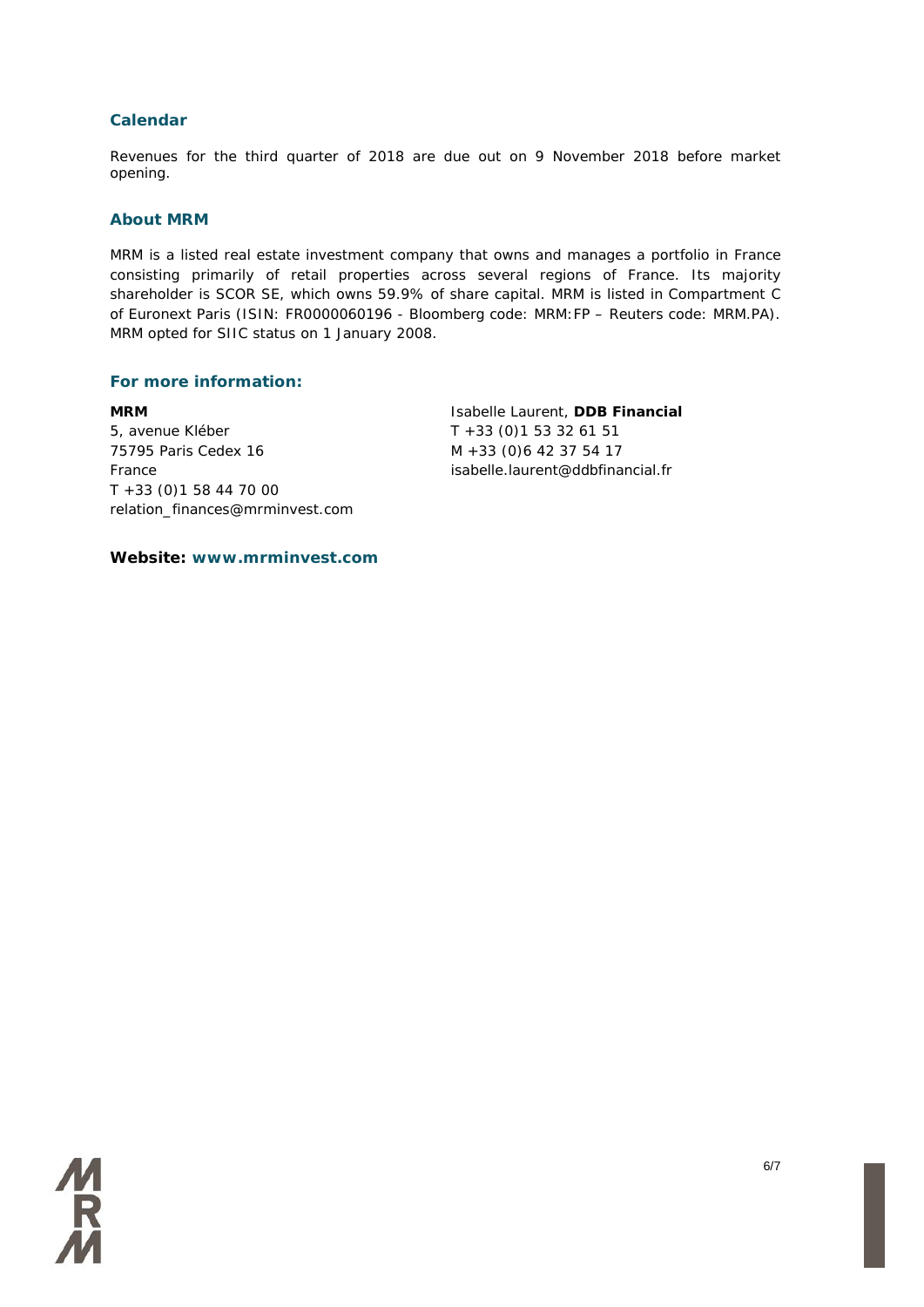## Calendar

Revenues for the third quarter of 2018 are due out on 9 November 2018 before market opening.

## About MRM

MRM is a listed real estate investment company that owns and manages a portfolio in France consisting primarily of retail properties across several regions of France. Its majority shareholder is SCOR SE, which owns 59.9% of share capital. MRM is listed in Compartment C of Euronext Paris (ISIN: FR0000060196 - Bloomberg code: MRM:FP – Reuters code: MRM.PA). MRM opted for SIIC status on 1 January 2008.

## For more information:

**MRM**
5, avenue Kléber
75795 Paris Cedex 16
France
T +33 (0)1 58 44 70 00
relation_finances@mrminvest.com

Isabelle Laurent, **DDB Financial**
T +33 (0)1 53 32 61 51
M +33 (0)6 42 37 54 17
isabelle.laurent@ddbfinancial.fr

**Website: www.mrminvest.com**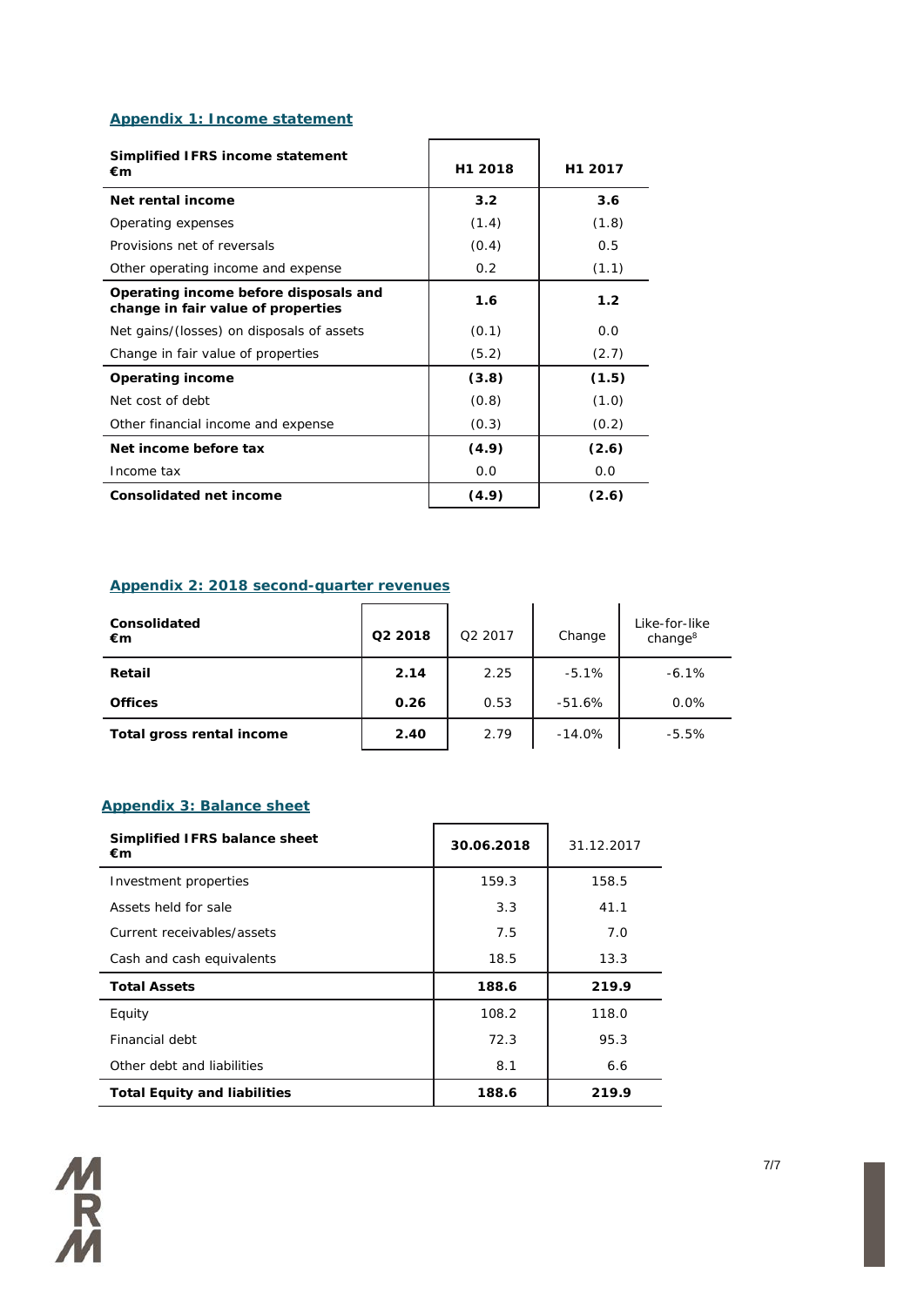## Appendix 1: Income statement

| Simplified IFRS income statement €m | H1 2018 | H1 2017 |
|---|---|---|
| **Net rental income** | **3.2** | **3.6** |
| Operating expenses | (1.4) | (1.8) |
| Provisions net of reversals | (0.4) | 0.5 |
| Other operating income and expense | 0.2 | (1.1) |
| **Operating income before disposals and change in fair value of properties** | **1.6** | **1.2** |
| Net gains/(losses) on disposals of assets | (0.1) | 0.0 |
| Change in fair value of properties | (5.2) | (2.7) |
| **Operating income** | **(3.8)** | **(1.5)** |
| Net cost of debt | (0.8) | (1.0) |
| Other financial income and expense | (0.3) | (0.2) |
| **Net income before tax** | **(4.9)** | **(2.6)** |
| Income tax | 0.0 | 0.0 |
| **Consolidated net income** | **(4.9)** | **(2.6)** |

## Appendix 2: 2018 second-quarter revenues

| Consolidated €m | Q2 2018 | Q2 2017 | Change | Like-for-like change[8] |
|---|---|---|---|---|
| **Retail** | **2.14** | 2.25 | -5.1% | -6.1% |
| **Offices** | **0.26** | 0.53 | -51.6% | 0.0% |
| **Total gross rental income** | **2.40** | 2.79 | -14.0% | -5.5% |

## Appendix 3: Balance sheet

| Simplified IFRS balance sheet €m | 30.06.2018 | 31.12.2017 |
|---|---|---|
| Investment properties | 159.3 | 158.5 |
| Assets held for sale | 3.3 | 41.1 |
| Current receivables/assets | 7.5 | 7.0 |
| Cash and cash equivalents | 18.5 | 13.3 |
| **Total Assets** | **188.6** | **219.9** |
| Equity | 108.2 | 118.0 |
| Financial debt | 72.3 | 95.3 |
| Other debt and liabilities | 8.1 | 6.6 |
| **Total Equity and liabilities** | **188.6** | **219.9** |